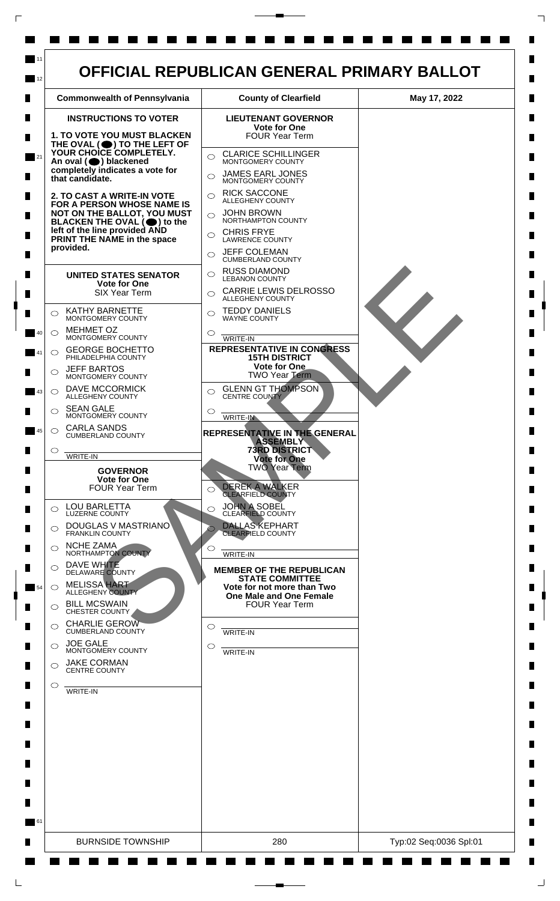# OFFICIAL REPUBLICAN GENERAL PRIMARY BALLOT

| Commonwealth of Pennsylvania | County of Clearfield | May 17, 2022 |
| --- | --- | --- |

## INSTRUCTIONS TO VOTER

**1. TO VOTE YOU MUST BLACKEN THE OVAL (⬤) TO THE LEFT OF YOUR CHOICE COMPLETELY. An oval (⬤) blackened completely indicates a vote for that candidate.**

**2. TO CAST A WRITE-IN VOTE FOR A PERSON WHOSE NAME IS NOT ON THE BALLOT, YOU MUST BLACKEN THE OVAL (⬤) to the left of the line provided AND PRINT THE NAME in the space provided.**

### UNITED STATES SENATOR
**Vote for One**
SIX Year Term

- ○ KATHY BARNETTE — MONTGOMERY COUNTY
- ○ MEHMET OZ — MONTGOMERY COUNTY
- ○ GEORGE BOCHETTO — PHILADELPHIA COUNTY
- ○ JEFF BARTOS — MONTGOMERY COUNTY
- ○ DAVE MCCORMICK — ALLEGHENY COUNTY
- ○ SEAN GALE — MONTGOMERY COUNTY
- ○ CARLA SANDS — CUMBERLAND COUNTY
- ○ ______ WRITE-IN

### GOVERNOR
**Vote for One**
FOUR Year Term

- ○ LOU BARLETTA — LUZERNE COUNTY
- ○ DOUGLAS V MASTRIANO — FRANKLIN COUNTY
- ○ NCHE ZAMA — NORTHAMPTON COUNTY
- ○ DAVE WHITE — DELAWARE COUNTY
- ○ MELISSA HART — ALLEGHENY COUNTY
- ○ BILL MCSWAIN — CHESTER COUNTY
- ○ CHARLIE GEROW — CUMBERLAND COUNTY
- ○ JOE GALE — MONTGOMERY COUNTY
- ○ JAKE CORMAN — CENTRE COUNTY
- ○ ______ WRITE-IN

### LIEUTENANT GOVERNOR
**Vote for One**
FOUR Year Term

- ○ CLARICE SCHILLINGER — MONTGOMERY COUNTY
- ○ JAMES EARL JONES — MONTGOMERY COUNTY
- ○ RICK SACCONE — ALLEGHENY COUNTY
- ○ JOHN BROWN — NORTHAMPTON COUNTY
- ○ CHRIS FRYE — LAWRENCE COUNTY
- ○ JEFF COLEMAN — CUMBERLAND COUNTY
- ○ RUSS DIAMOND — LEBANON COUNTY
- ○ CARRIE LEWIS DELROSSO — ALLEGHENY COUNTY
- ○ TEDDY DANIELS — WAYNE COUNTY
- ○ ______ WRITE-IN

### REPRESENTATIVE IN CONGRESS 15TH DISTRICT
**Vote for One**
TWO Year Term

- ○ GLENN GT THOMPSON — CENTRE COUNTY
- ○ ______ WRITE-IN

### REPRESENTATIVE IN THE GENERAL ASSEMBLY 73RD DISTRICT
**Vote for One**
TWO Year Term

- ○ DEREK A WALKER — CLEARFIELD COUNTY
- ○ JOHN A SOBEL — CLEARFIELD COUNTY
- ○ DALLAS KEPHART — CLEARFIELD COUNTY
- ○ ______ WRITE-IN

### MEMBER OF THE REPUBLICAN STATE COMMITTEE
**Vote for not more than Two One Male and One Female**
FOUR Year Term

- ○ ______ WRITE-IN
- ○ ______ WRITE-IN

SAMPLE

| BURNSIDE TOWNSHIP | 280 | Typ:02 Seq:0036 Spl:01 |
| --- | --- | --- |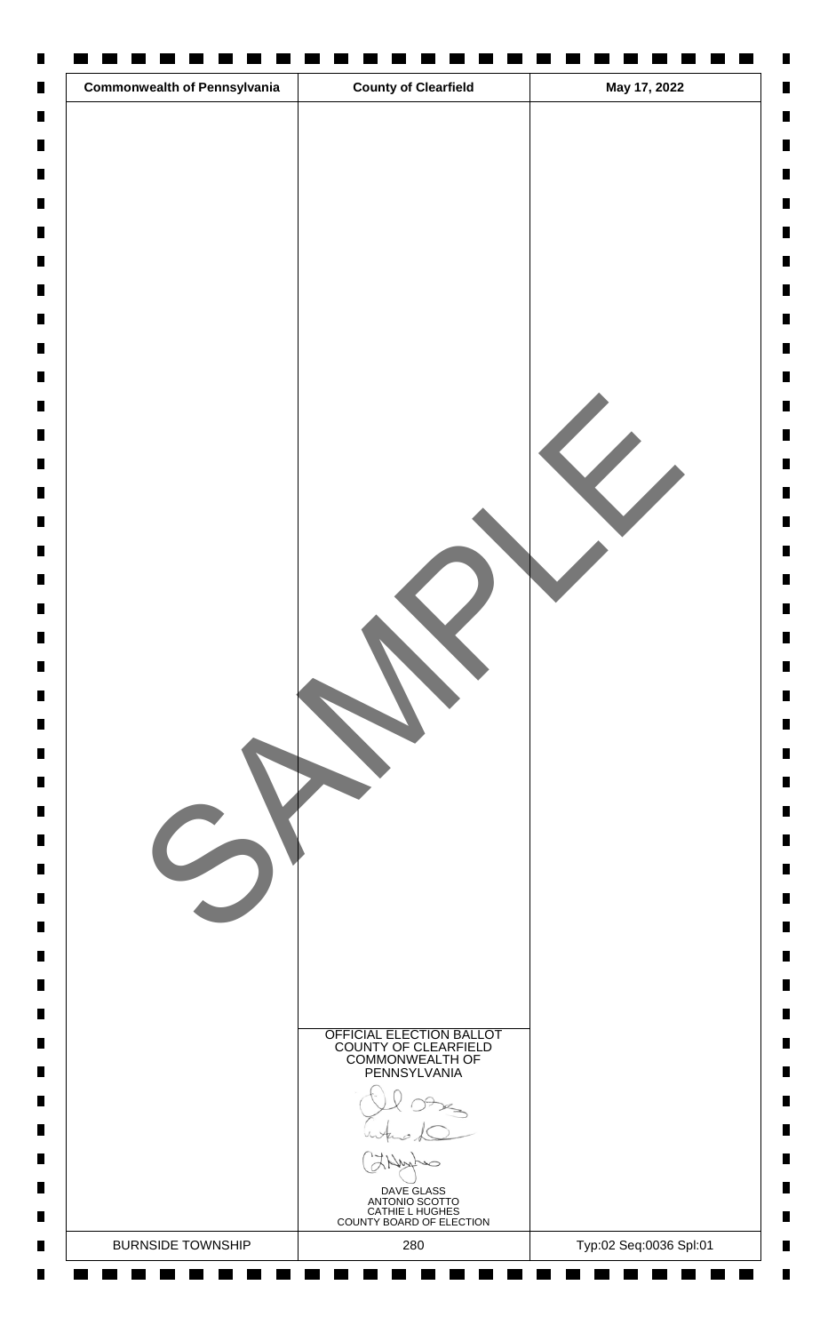| Commonwealth of Pennsylvania | County of Clearfield | May 17, 2022 |
| --- | --- | --- |
| | | |

SAMPLE

OFFICIAL ELECTION BALLOT
COUNTY OF CLEARFIELD
COMMONWEALTH OF
PENNSYLVANIA

DAVE GLASS
ANTONIO SCOTTO
CATHIE L HUGHES
COUNTY BOARD OF ELECTION

| BURNSIDE TOWNSHIP | 280 | Typ:02 Seq:0036 Spl:01 |
| --- | --- | --- |